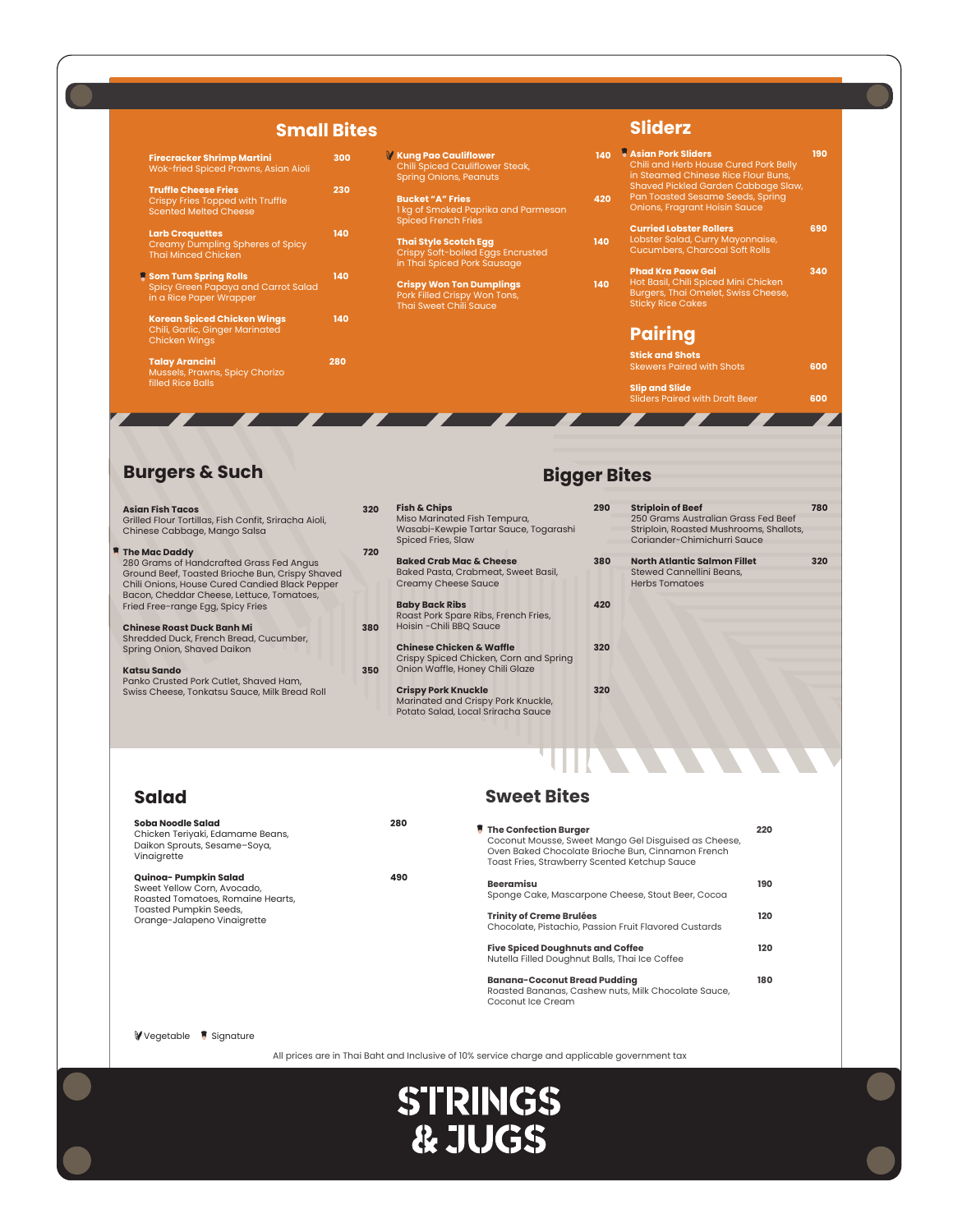## Small Bites

**Firecracker Shrimp Martini** — 300
Wok-fried Spiced Prawns, Asian Aioli

**Truffle Cheese Fries** — 230
Crispy Fries Topped with Truffle Scented Melted Cheese

**Larb Croquettes** — 140
Creamy Dumpling Spheres of Spicy Thai Minced Chicken

**Som Tum Spring Rolls** (Signature) — 140
Spicy Green Papaya and Carrot Salad in a Rice Paper Wrapper

**Korean Spiced Chicken Wings** — 140
Chili, Garlic, Ginger Marinated Chicken Wings

**Talay Arancini** — 280
Mussels, Prawns, Spicy Chorizo filled Rice Balls

**Kung Pao Cauliflower** (Vegetable) — 140
Chili Spiced Cauliflower Steak, Spring Onions, Peanuts

**Bucket "A" Fries** — 420
1 kg of Smoked Paprika and Parmesan Spiced French Fries

**Thai Style Scotch Egg** — 140
Crispy Soft-boiled Eggs Encrusted in Thai Spiced Pork Sausage

**Crispy Won Ton Dumplings** — 140
Pork Filled Crispy Won Tons, Thai Sweet Chili Sauce

## Sliderz

**Asian Pork Sliders** (Signature) — 190
Chili and Herb House Cured Pork Belly in Steamed Chinese Rice Flour Buns, Shaved Pickled Garden Cabbage Slaw, Pan Toasted Sesame Seeds, Spring Onions, Fragrant Hoisin Sauce

**Curried Lobster Rollers** — 690
Lobster Salad, Curry Mayonnaise, Cucumbers, Charcoal Soft Rolls

**Phad Kra Paow Gai** — 340
Hot Basil, Chili Spiced Mini Chicken Burgers, Thai Omelet, Swiss Cheese, Sticky Rice Cakes

## Pairing

**Stick and Shots** — 600
Skewers Paired with Shots

**Slip and Slide** — 600
Sliders Paired with Draft Beer

## Burgers & Such

**Asian Fish Tacos** — 320
Grilled Flour Tortillas, Fish Confit, Sriracha Aioli, Chinese Cabbage, Mango Salsa

**The Mac Daddy** (Signature) — 720
280 Grams of Handcrafted Grass Fed Angus Ground Beef, Toasted Brioche Bun, Crispy Shaved Chili Onions, House Cured Candied Black Pepper Bacon, Cheddar Cheese, Lettuce, Tomatoes, Fried Free-range Egg, Spicy Fries

**Chinese Roast Duck Banh Mi** — 380
Shredded Duck, French Bread, Cucumber, Spring Onion, Shaved Daikon

**Katsu Sando** — 350
Panko Crusted Pork Cutlet, Shaved Ham, Swiss Cheese, Tonkatsu Sauce, Milk Bread Roll

## Bigger Bites

**Fish & Chips** — 290
Miso Marinated Fish Tempura, Wasabi-Kewpie Tartar Sauce, Togarashi Spiced Fries, Slaw

**Baked Crab Mac & Cheese** — 380
Baked Pasta, Crabmeat, Sweet Basil, Creamy Cheese Sauce

**Baby Back Ribs** — 420
Roast Pork Spare Ribs, French Fries, Hoisin -Chili BBQ Sauce

**Chinese Chicken & Waffle** — 320
Crispy Spiced Chicken, Corn and Spring Onion Waffle, Honey Chili Glaze

**Crispy Pork Knuckle** — 320
Marinated and Crispy Pork Knuckle, Potato Salad, Local Sriracha Sauce

**Striploin of Beef** — 780
250 Grams Australian Grass Fed Beef Striploin, Roasted Mushrooms, Shallots, Coriander-Chimichurri Sauce

**North Atlantic Salmon Fillet** — 320
Stewed Cannellini Beans, Herbs Tomatoes

## Salad

**Soba Noodle Salad** — 280
Chicken Teriyaki, Edamame Beans, Daikon Sprouts, Sesame–Soya, Vinaigrette

**Quinoa- Pumpkin Salad** — 490
Sweet Yellow Corn, Avocado, Roasted Tomatoes, Romaine Hearts, Toasted Pumpkin Seeds, Orange-Jalapeno Vinaigrette

## Sweet Bites

**The Confection Burger** (Signature) — 220
Coconut Mousse, Sweet Mango Gel Disguised as Cheese, Oven Baked Chocolate Brioche Bun, Cinnamon French Toast Fries, Strawberry Scented Ketchup Sauce

**Beeramisu** — 190
Sponge Cake, Mascarpone Cheese, Stout Beer, Cocoa

**Trinity of Creme Brulées** — 120
Chocolate, Pistachio, Passion Fruit Flavored Custards

**Five Spiced Doughnuts and Coffee** — 120
Nutella Filled Doughnut Balls, Thai Ice Coffee

**Banana-Coconut Bread Pudding** — 180
Roasted Bananas, Cashew nuts, Milk Chocolate Sauce, Coconut Ice Cream

Vegetable · Signature

All prices are in Thai Baht and Inclusive of 10% service charge and applicable government tax

**STRINGS & JUGS**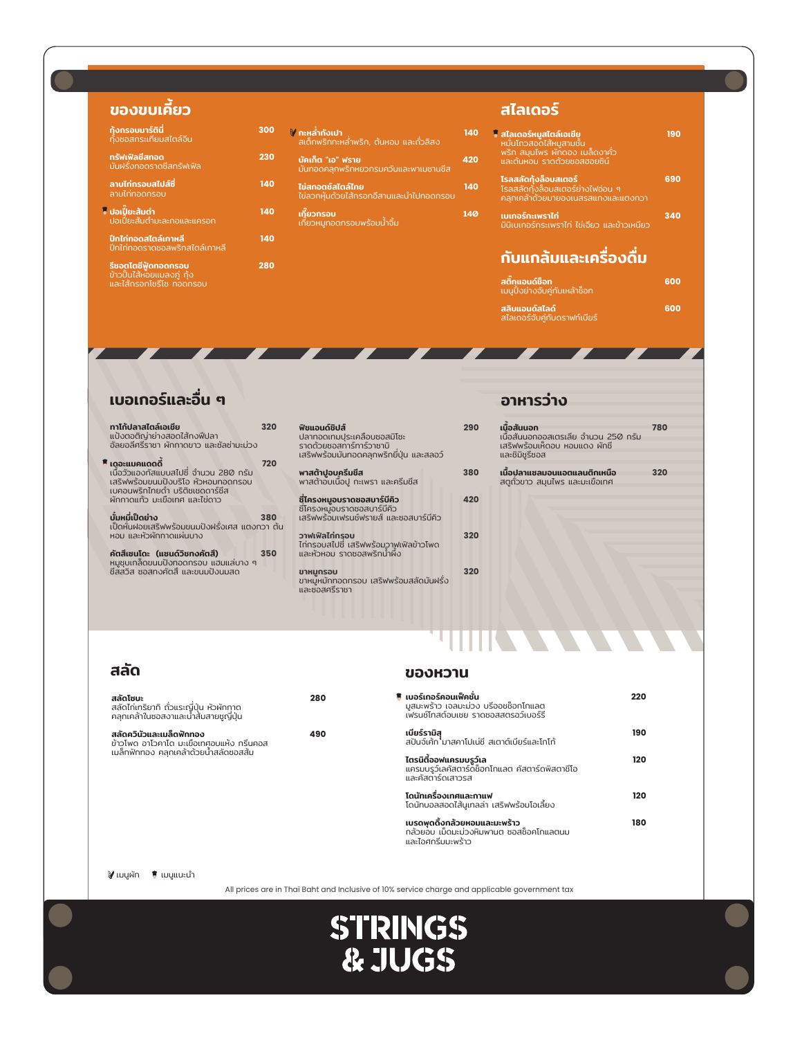## ของขบเคี้ยว

**กุ้งกรอบมาร์ตินี่** 300
กุ้งซอสกระเทียมสไตล์จีน

**ทรัฟเฟิลชีสทอด** 230
มันฝรั่งทอดราดชีสทรัฟเฟิล

**ลาบไก่กรอบสไปซี่** 140
ลาบไก่ทอดกรอบ

**ปอเปี๊ยะส้มตำ** (เมนูแนะนำ) 140
ปอเปี๊ยะส้มตำมะละกอและแครอท

**ปีกไก่ทอดสไตล์เกาหลี** 140
ปีกไก่ทอดราดซอสพริกสไตล์เกาหลี

**รีซอตโตซีฟู้ดทอดกรอบ** 280
ข้าวปั้นไส้หอยแมลงภู่ กุ้ง และไส้กรอกโชริโซ ทอดกรอบ

**กะหล่ำทังเปา** (เมนูผัก) 140
สเต็กพริกกะหล่ำพริก, ต้นหอม และถั่วลิสง

**บัคเก็ต "เอ" ฟราย** 420
มันทอดคลุกพริกหยวกรมควันและพาเมซานชีส

**ไข่สอดไส้สไตล์ไทย** 140
ไข่ลวกหุ้มด้วยไส้กรอกอีสานและนำไปทอดกรอบ

**เกี๊ยวกรอบ** 140
เกี๊ยวหมูทอดกรอบพร้อมน้ำจิ้ม

## สไลเดอร์

**สไลเดอร์หมูสไตล์เอเชีย** (เมนูแนะนำ) 190
หมั่นโถวสอดไส้หมูสามชั้น พริก สมุนไพร ผักดอง เมล็ดงาคั่ว และต้นหอม ราดด้วยซอสฮอยซิน

**โรลสลัดกุ้งล็อบสเตอร์** 690
โรลสลัดกุ้งล็อบสเตอร์ย่างไฟอ่อน ๆ คลุกเคล้าด้วยมายองเนสรสแกงและแตงกวา

**เบเกอร์กะเพราไก่** 340
มินิเบเกอร์กะเพราไก่ ไข่เจียว และข้าวเหนียว

## กับแกล้มและเครื่องดื่ม

**สติ๊กแอนด์ช็อท** 600
เมนูปิ้งย่างจับคู่กับเหล้าช็อท

**สลิบแอนด์สไลด์** 600
สไลเดอร์จับคู่กับดราฟท์เบียร์

## เบอเกอร์และอื่น ๆ

**ทาโก้ปลาสไตล์เอเชีย** 320
แป้งตอติญ่าย่างสอดไส้กุ้งฟีปลา อัลยอลีศรีราชา ผักกาดขาว และชิลลี่มะม่วง

**เดอะแมคแดดดี้** (เมนูแนะนำ) 720
เนื้อวัวแองกัสแบบสไปซี่ จำนวน 280 กรัม เสิร์ฟพร้อมขนมปังบริโอ หัวหอมทอดกรอบ เบคอนพริกไทยดำ บริติชเชดดาร์ชีส ผักกาดแก้ว มะเขือเทศ และไข่ดาว

**ปั่นหมี่เป็ดย่าง** 380
เป็ดหั่นฝอยเสิร์ฟพร้อมขนมปังฝรั่งเศส แตงกวา ต้นหอม และหัวผักกาดแผ่นบาง

**คัตสึเซนโดะ (แซนด์วิชทงคัตสึ)** 350
หมูชุบเกล็ดขนมปังทอดกรอบ แฮมแผ่นบาง ๆ ชีสสวิส ซอสทงคัตสึ และขนมปังนมสด

**ฟิชแอนด์ชิปส์** 290
ปลาทอดเทมปุระเคลือบซอสมิโซะ ราดด้วยซอสทาร์ทาร์วาซาบิ เสิร์ฟพร้อมมันทอดคลุกพริกยี่ปุ่น และสลอว์

**พาสต้าปูอบครีมชีส** 380
พาสต้าอบเนื้อปู กะเพรา และครีมชีส

**ซี่โครงหมูอบราดซอสบาร์บีคิว** 420
ซี่โครงหมูอบราดซอสบาร์บีคิว เสิร์ฟพร้อมเฟรนช์ฟรายส์ และซอสบาร์บีคิว

**วาฟเฟิลไก่กรอบ** 320
ไก่กรอบสไปซี่ เสิร์ฟพร้อมวาฟเฟิลข้าวโพด และหัวหอม ราดซอสพริกน้ำผึ้ง

**ขาหมูกรอบ** 320
ขาหมูหมักทอดกรอบ เสิร์ฟพร้อมสลัดมันฝรั่ง และซอสศรีราชา

## อาหารว่าง

**เนื้อสันนอก** 780
เนื้อสันนอกออสเตรเลีย จำนวน 250 กรัม เสิร์ฟพร้อมเห็ดอบ หอมแดง ผักชี และชิมิชูรีซอส

**เนื้อปลาแซลมอนแอตแลนติกเหนือ** 320
สตูถั่วขาว สมุนไพร และมะเขือเทศ

## สลัด

**สลัดโซบะ** 280
สลัดไก่เทริยากิ ถั่วแระญี่ปุ่น หัวผักกาด คลุกเคล้าในซอสงาและน้ำส้มสายชูญี่ปุ่น

**สลัดควินัวและเมล็ดฟักทอง** 490
ข้าวโพด อาโวคาโด มะเขือเทศอบแห้ง กรีนคอส เมล็ดฟักทอง คลุกเคล้าด้วยน้ำสลัดซอสส้ม

## ของหวาน

**เบอร์เกอร์คอนเฟ็คชั่น** (เมนูแนะนำ) 220
มูสมะพร้าว เจลมะม่วง บริออชช็อกโกแลต เฟรนช์โทสต์อบเนย ราดซอสสตรอว์เบอร์รี

**เบียร์รามิสุ** 190
สปันจ์เค้ก มาสคาโปเน่ชีส สเตาต์เบียร์และโกโก้

**ไตรนิตี้ออฟแครมบรูว์เล** 120
แครมบรูว์เลคัสตาร์ดช็อกโกแลต คัสตาร์ดพิสตาชิโอ และคัสตาร์ดเสาวรส

**โดนัทเครื่องเทศและกาแฟ** 120
โดนัทบอลสอดไส้นูเทลล่า เสิร์ฟพร้อมโอเลี้ยง

**เบรดพุดดิ้งกล้วยหอมและมะพร้าว** 180
กล้วยอบ เม็ดมะม่วงหิมพานต์ ซอสช็อคโกแลตนม และไอศกรีมมะพร้าว

(เมนูผัก) เมนูผัก (เมนูแนะนำ) เมนูแนะนำ

All prices are in Thai Baht and Inclusive of 10% service charge and applicable government tax

STRINGS & JUGS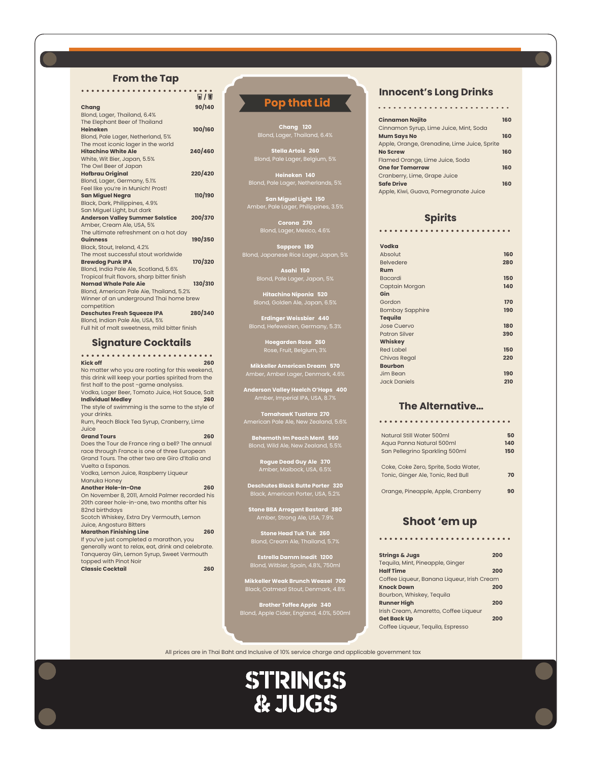## From the Tap

Prices: glass / jug

**Chang** — **90/140**
Blond, Lager, Thailand, 6.4%
The Elephant Beer of Thailand

**Heineken** — **100/160**
Blond, Pale Lager, Netherland, 5%
The most iconic lager in the world

**Hitachino White Ale** — **240/460**
White, Wit Bier, Japan, 5.5%
The Owl Beer of Japan

**Hofbrau Original** — **220/420**
Blond, Lager, Germany, 5.1%
Feel like you're in Munich! Prost!

**San Miguel Negra** — **110/190**
Black, Dark, Philippines, 4.9%
San Miguel Light, but dark

**Anderson Valley Summer Solstice** — **200/370**
Amber, Cream Ale, USA, 5%
The ultimate refreshment on a hot day

**Guinness** — **190/350**
Black, Stout, Ireland, 4.2%
The most successful stout worldwide

**Brewdog Punk IPA** — **170/320**
Blond, India Pale Ale, Scotland, 5.6%
Tropical fruit flavors, sharp bitter finish

**Nomad Whale Pale Aie** — **130/310**
Blond, American Pale Aie, Thailand, 5.2%
Winner of an underground Thai home brew competition

**Deschutes Fresh Squeeze IPA** — **280/340**
Blond, Indian Pale Ale, USA, 5%
Full hit of malt sweetness, mild bitter finish

## Signature Cocktails

**Kick off** — **260**
No matter who you are rooting for this weekend, this drink will keep your parties spirited from the first half to the post -game analysis.
Vodka, Lager Beer, Tomato Juice, Hot Sauce, Salt

**Individual Medley** — **260**
The style of swimming is the same to the style of your drinks.
Rum, Peach Black Tea Syrup, Cranberry, Lime Juice

**Grand Tours** — **260**
Does the Tour de France ring a bell? The annual race through France is one of three European Grand Tours. The other two are Giro d'Italia and Vuelta a Espanas.
Vodka, Lemon Juice, Raspberry Liqueur Manuka Honey

**Another Hole-In-One** — **260**
On November 8, 2011, Arnold Palmer recorded his 20th career hole-in-one, two months after his 82nd birthdays
Scotch Whiskey, Extra Dry Vermouth, Lemon Juice, Angostura Bitters

**Marathon Finishing Line** — **260**
If you've just completed a marathon, you generally want to relax, eat, drink and celebrate.
Tanqueray Gin, Lemon Syrup, Sweet Vermouth topped with Pinot Noir

**Classic Cocktail** — **260**

## Pop that Lid

**Chang 120**
Blond, Lager, Thailand, 6.4%

**Stella Artois 260**
Blond, Pale Lager, Belgium, 5%

**Heineken 140**
Blond, Pale Lager, Netherlands, 5%

**San Miguel Light 150**
Amber, Pale Lager, Philippines, 3.5%

**Corona 270**
Blond, Lager, Mexico, 4.6%

**Sapporo 180**
Blond, Japanese Rice Lager, Japan, 5%

**Asahi 150**
Blond, Pale Lager, Japan, 5%

**Hitachino Niponia 520**
Blond, Golden Ale, Japan, 6.5%

**Erdinger Weissbier 440**
Blond, Hefeweizen, Germany, 5.3%

**Hoegarden Rose 260**
Rose, Fruit, Belgium, 3%

**Mikkeller American Dream 570**
Amber, Amber Lager, Denmark, 4.6%

**Anderson Valley Heelch O'Hops 400**
Amber, Imperial IPA, USA, 8.7%

**TomahawK Tuatara 270**
American Pale Ale, New Zealand, 5.6%

**Behemoth Im Peach Ment 560**
Blond, Wild Ale, New Zealand, 5.5%

**Rogue Dead Guy Ale 370**
Amber, Maibock, USA, 6.5%

**Deschutes Black Butte Porter 320**
Black, American Porter, USA, 5.2%

**Stone BBA Arrogant Bastard 380**
Amber, Strong Ale, USA, 7.9%

**Stone Head Tuk Tuk 260**
Blond, Cream Ale, Thailand, 5.7%

**Estrella Damm Inedit 1200**
Blond, Witbier, Spain, 4.8%, 750ml

**Mikkeller Weak Brunch Weasel 700**
Black, Oatmeal Stout, Denmark, 4.8%

**Brother Toffee Apple 340**
Blond, Apple Cider, England, 4.0%, 500ml

## Innocent's Long Drinks

**Cinnamon Nojito** — **160**
Cinnamon Syrup, Lime Juice, Mint, Soda

**Mum Says No** — **160**
Apple, Orange, Grenadine, Lime Juice, Sprite

**No Screw** — **160**
Flamed Orange, Lime Juice, Soda

**One for Tomorrow** — **160**
Cranberry, Lime, Grape Juice

**Safe Drive** — **160**
Apple, Kiwi, Guava, Pomegranate Juice

## Spirits

| | |
|---|---|
| **Vodka** | |
| Absolut | **160** |
| Belvedere | **280** |
| **Rum** | |
| Bacardi | **150** |
| Captain Morgan | **140** |
| **Gin** | |
| Gordon | **170** |
| Bombay Sapphire | **190** |
| **Tequila** | |
| Jose Cuervo | **180** |
| Patron Silver | **390** |
| **Whiskey** | |
| Red Label | **150** |
| Chivas Regal | **220** |
| **Bourbon** | |
| Jim Bean | **190** |
| Jack Daniels | **210** |

## The Alternative...

| | |
|---|---|
| Natural Still Water 500ml | **50** |
| Aqua Panna Natural 500ml | **140** |
| San Pellegrino Sparkling 500ml | **150** |
| Coke, Coke Zero, Sprite, Soda Water, Tonic, Ginger Ale, Tonic, Red Bull | **70** |
| Orange, Pineapple, Apple, Cranberry | **90** |

## Shoot 'em up

**Strings & Jugs** — **200**
Tequila, Mint, Pineapple, Ginger

**Half Time** — **200**
Coffee Liqueur, Banana Liqueur, Irish Cream

**Knock Down** — **200**
Bourbon, Whiskey, Tequila

**Runner High** — **200**
Irish Cream, Amaretto, Coffee Liqueur

**Get Back Up** — **200**
Coffee Liqueur, Tequila, Espresso

All prices are in Thai Baht and Inclusive of 10% service charge and applicable government tax

# STRINGS & JUGS